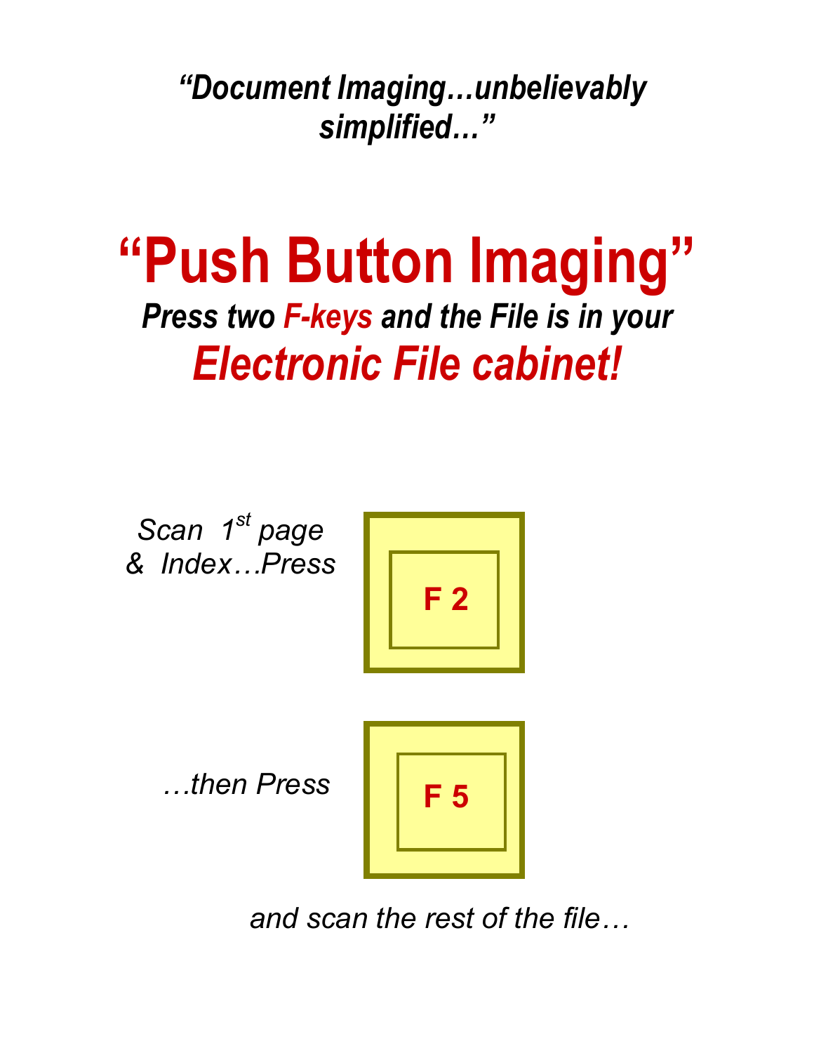*"Document Imaging…unbelievably simplified…"*

# "Push Button Imaging"

***Press two F-keys and the File is in your***

## *Electronic File cabinet!*

*Scan 1st page & Index…Press* **F 2**

*…then Press* **F 5**

*and scan the rest of the file…*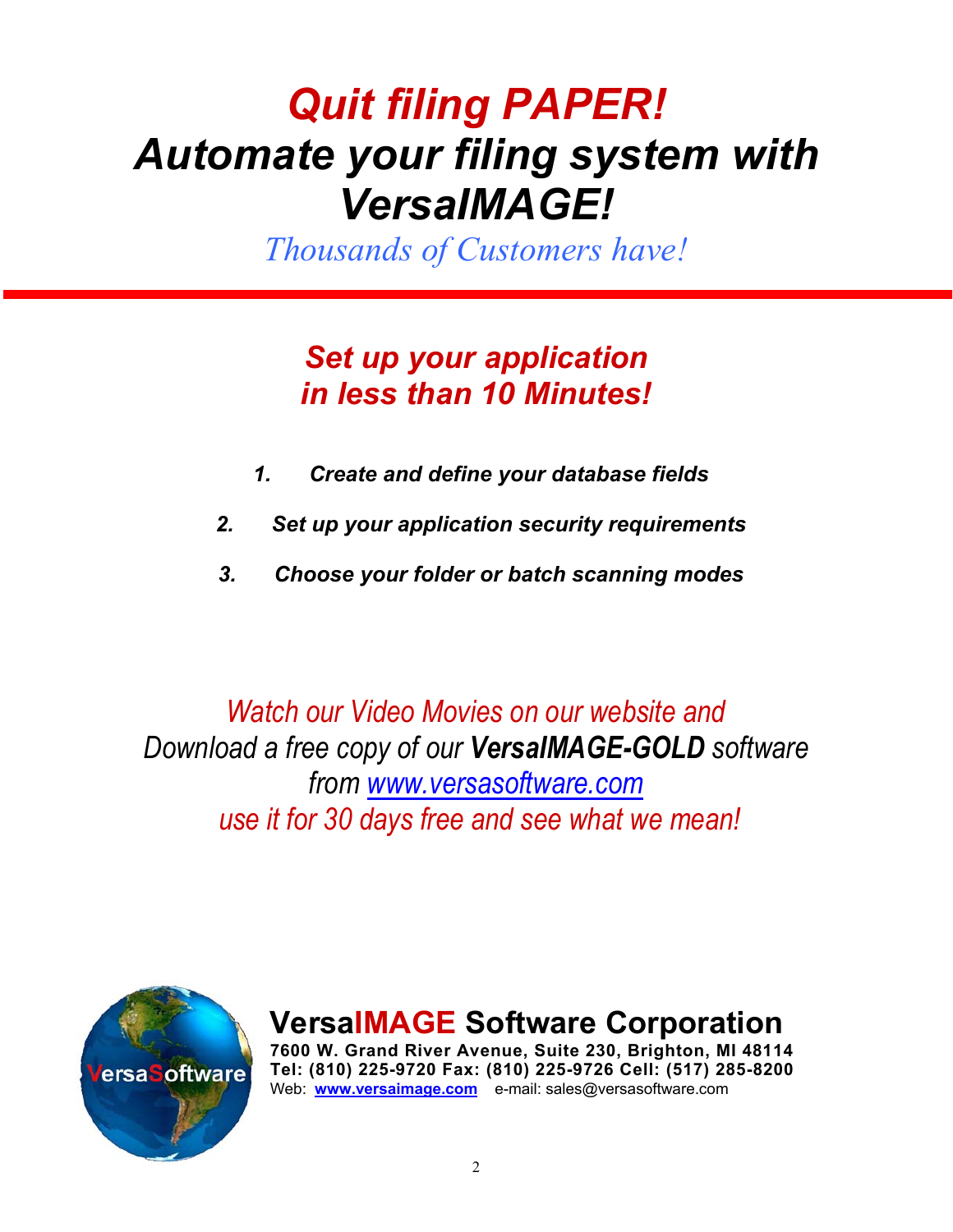# *Quit filing PAPER!*
# *Automate your filing system with VersaIMAGE!*

*Thousands of Customers have!*

## *Set up your application in less than 10 Minutes!*

1. ***Create and define your database fields***
2. ***Set up your application security requirements***
3. ***Choose your folder or batch scanning modes***

*Watch our Video Movies on our website and*
*Download a free copy of our **VersaIMAGE-GOLD** software*
*from [www.versasoftware.com](http://www.versasoftware.com)*
*use it for 30 days free and see what we mean!*

VersaSoftware

## VersaIMAGE Software Corporation

**7600 W. Grand River Avenue, Suite 230, Brighton, MI 48114**
**Tel: (810) 225-9720 Fax: (810) 225-9726 Cell: (517) 285-8200**
Web: **[www.versaimage.com](http://www.versaimage.com)** e-mail: sales@versasoftware.com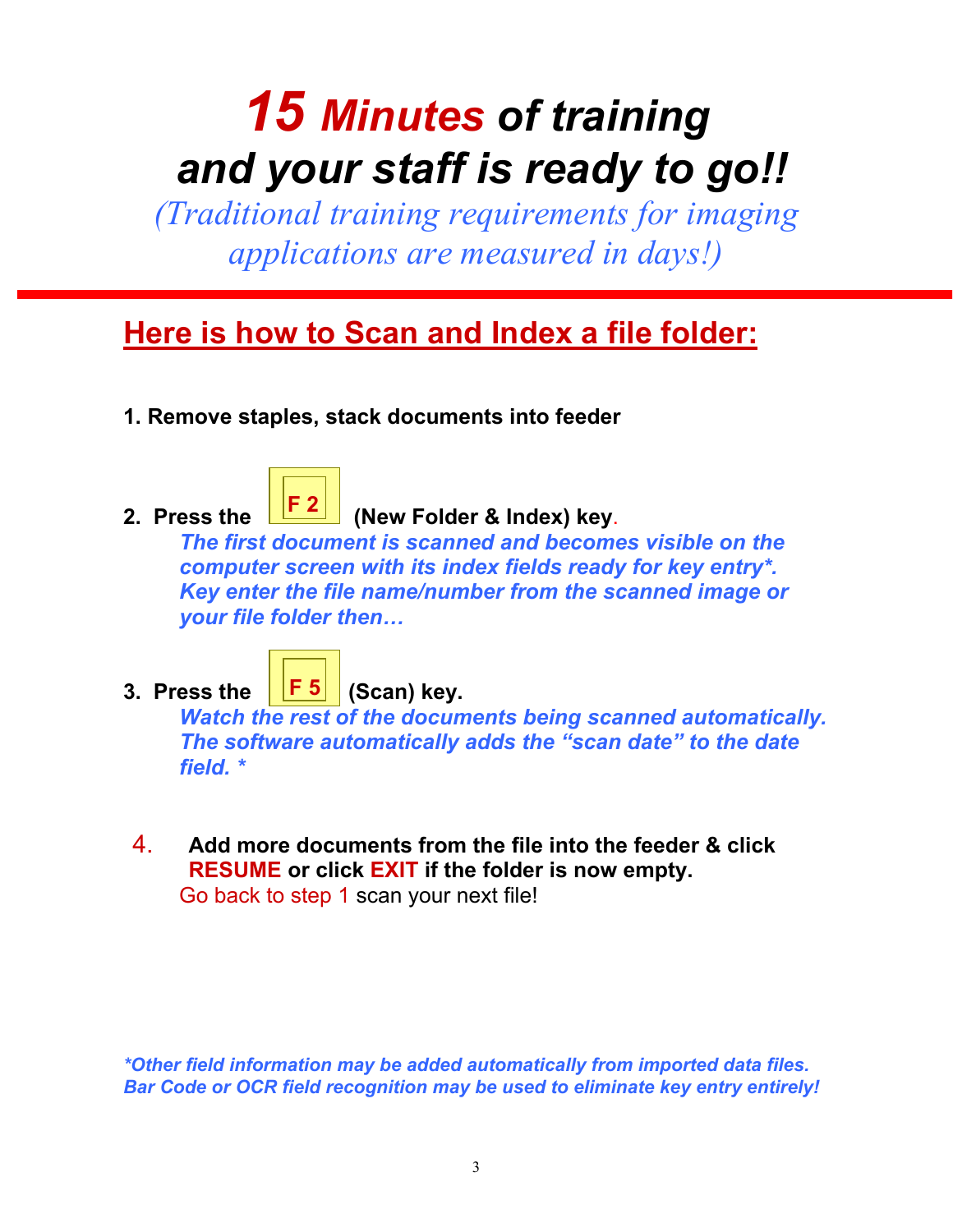# **15 *Minutes* of training and your staff is ready to go!!**

*(Traditional training requirements for imaging applications are measured in days!)*

## **Here is how to Scan and Index a file folder:**

**1. Remove staples, stack documents into feeder**

**2. Press the F 2 (New Folder & Index) key.**

***The first document is scanned and becomes visible on the computer screen with its index fields ready for key entry*. Key enter the file name/number from the scanned image or your file folder then…***

**3. Press the F 5 (Scan) key.**

***Watch the rest of the documents being scanned automatically. The software automatically adds the "scan date" to the date field. \****

**4. Add more documents from the file into the feeder & click RESUME or click EXIT if the folder is now empty.**

Go back to step 1 scan your next file!

***\*Other field information may be added automatically from imported data files. Bar Code or OCR field recognition may be used to eliminate key entry entirely!***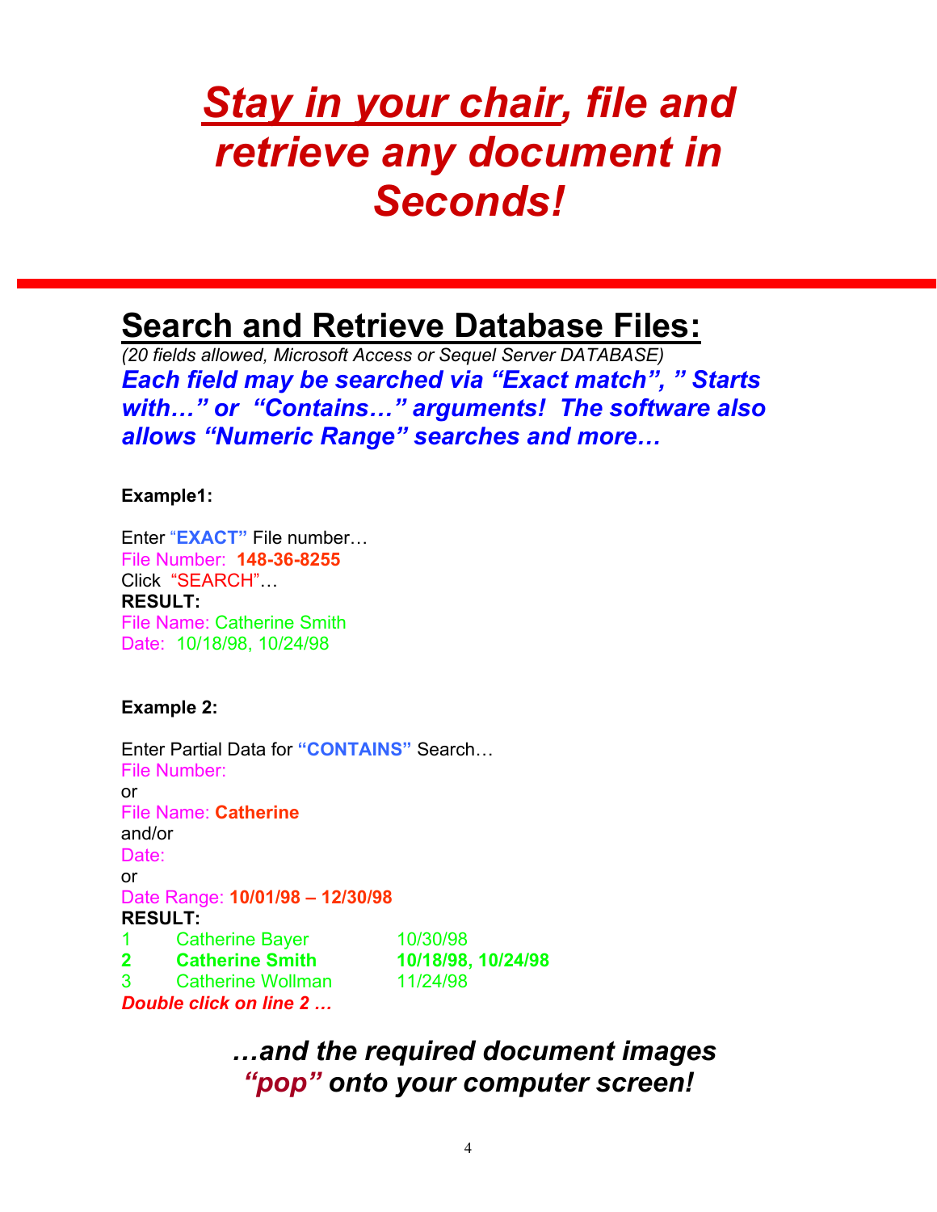# *Stay in your chair, file and retrieve any document in Seconds!*

---

## Search and Retrieve Database Files:

*(20 fields allowed, Microsoft Access or Sequel Server DATABASE)*

***Each field may be searched via "Exact match", " Starts with…" or "Contains…" arguments! The software also allows "Numeric Range" searches and more…***

**Example1:**

Enter "**EXACT"** File number…
File Number: **148-36-8255**
Click "SEARCH"…
**RESULT:**
File Name: Catherine Smith
Date: 10/18/98, 10/24/98

**Example 2:**

Enter Partial Data for **"CONTAINS"** Search…
File Number:
or
File Name: **Catherine**
and/or
Date:
or
Date Range: **10/01/98 – 12/30/98**
**RESULT:**

| | | |
|---|---|---|
| 1 | Catherine Bayer | 10/30/98 |
| **2** | **Catherine Smith** | **10/18/98, 10/24/98** |
| 3 | Catherine Wollman | 11/24/98 |

***Double click on line 2 …***

***…and the required document images "pop" onto your computer screen!***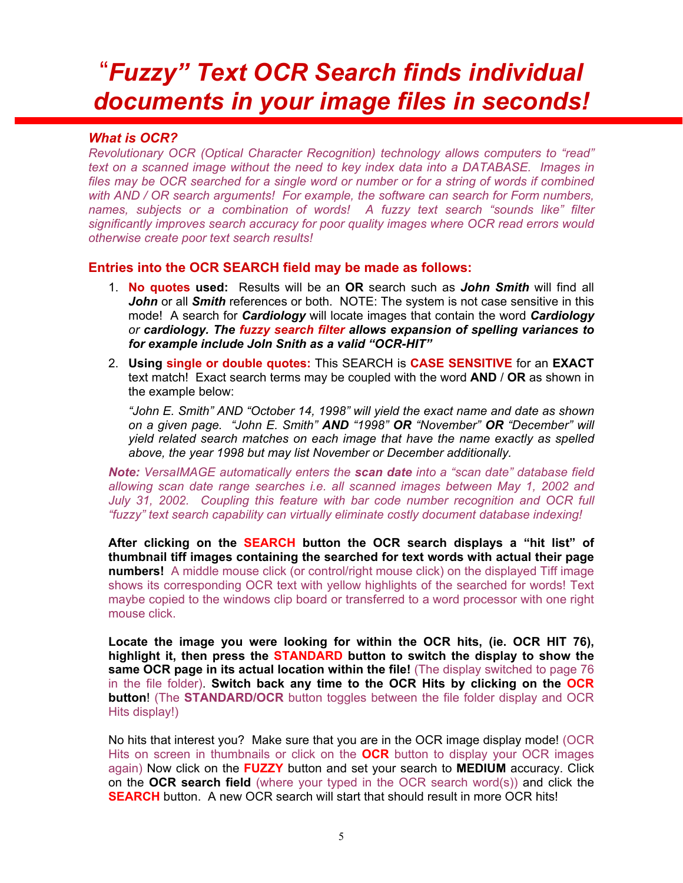# *"Fuzzy" Text OCR Search finds individual documents in your image files in seconds!*

### *What is OCR?*

*Revolutionary OCR (Optical Character Recognition) technology allows computers to "read" text on a scanned image without the need to key index data into a DATABASE. Images in files may be OCR searched for a single word or number or for a string of words if combined with AND / OR search arguments! For example, the software can search for Form numbers, names, subjects or a combination of words! A fuzzy text search "sounds like" filter significantly improves search accuracy for poor quality images where OCR read errors would otherwise create poor text search results!*

### Entries into the OCR SEARCH field may be made as follows:

1. **No quotes used:** Results will be an **OR** search such as ***John Smith*** will find all ***John*** or all ***Smith*** references or both. NOTE: The system is not case sensitive in this mode! A search for ***Cardiology*** will locate images that contain the word ***Cardiology*** *or* ***cardiology. The fuzzy search filter allows expansion of spelling variances to for example include Joln Snith as a valid "OCR-HIT"***
2. **Using single or double quotes:** This SEARCH is **CASE SENSITIVE** for an **EXACT** text match! Exact search terms may be coupled with the word **AND** / **OR** as shown in the example below:

   *"John E. Smith" AND "October 14, 1998" will yield the exact name and date as shown on a given page. "John E. Smith"* ***AND*** *"1998"* ***OR*** *"November"* ***OR*** *"December" will yield related search matches on each image that have the name exactly as spelled above, the year 1998 but may list November or December additionally.*

***Note:*** *VersaIMAGE automatically enters the* ***scan date*** *into a "scan date" database field allowing scan date range searches i.e. all scanned images between May 1, 2002 and July 31, 2002. Coupling this feature with bar code number recognition and OCR full "fuzzy" text search capability can virtually eliminate costly document database indexing!*

**After clicking on the SEARCH button the OCR search displays a "hit list" of thumbnail tiff images containing the searched for text words with actual their page numbers!** A middle mouse click (or control/right mouse click) on the displayed Tiff image shows its corresponding OCR text with yellow highlights of the searched for words! Text maybe copied to the windows clip board or transferred to a word processor with one right mouse click.

**Locate the image you were looking for within the OCR hits, (ie. OCR HIT 76), highlight it, then press the STANDARD button to switch the display to show the same OCR page in its actual location within the file!** (The display switched to page 76 in the file folder). **Switch back any time to the OCR Hits by clicking on the OCR button**! (The **STANDARD/OCR** button toggles between the file folder display and OCR Hits display!)

No hits that interest you? Make sure that you are in the OCR image display mode! (OCR Hits on screen in thumbnails or click on the **OCR** button to display your OCR images again) Now click on the **FUZZY** button and set your search to **MEDIUM** accuracy. Click on the **OCR search field** (where your typed in the OCR search word(s)) and click the **SEARCH** button. A new OCR search will start that should result in more OCR hits!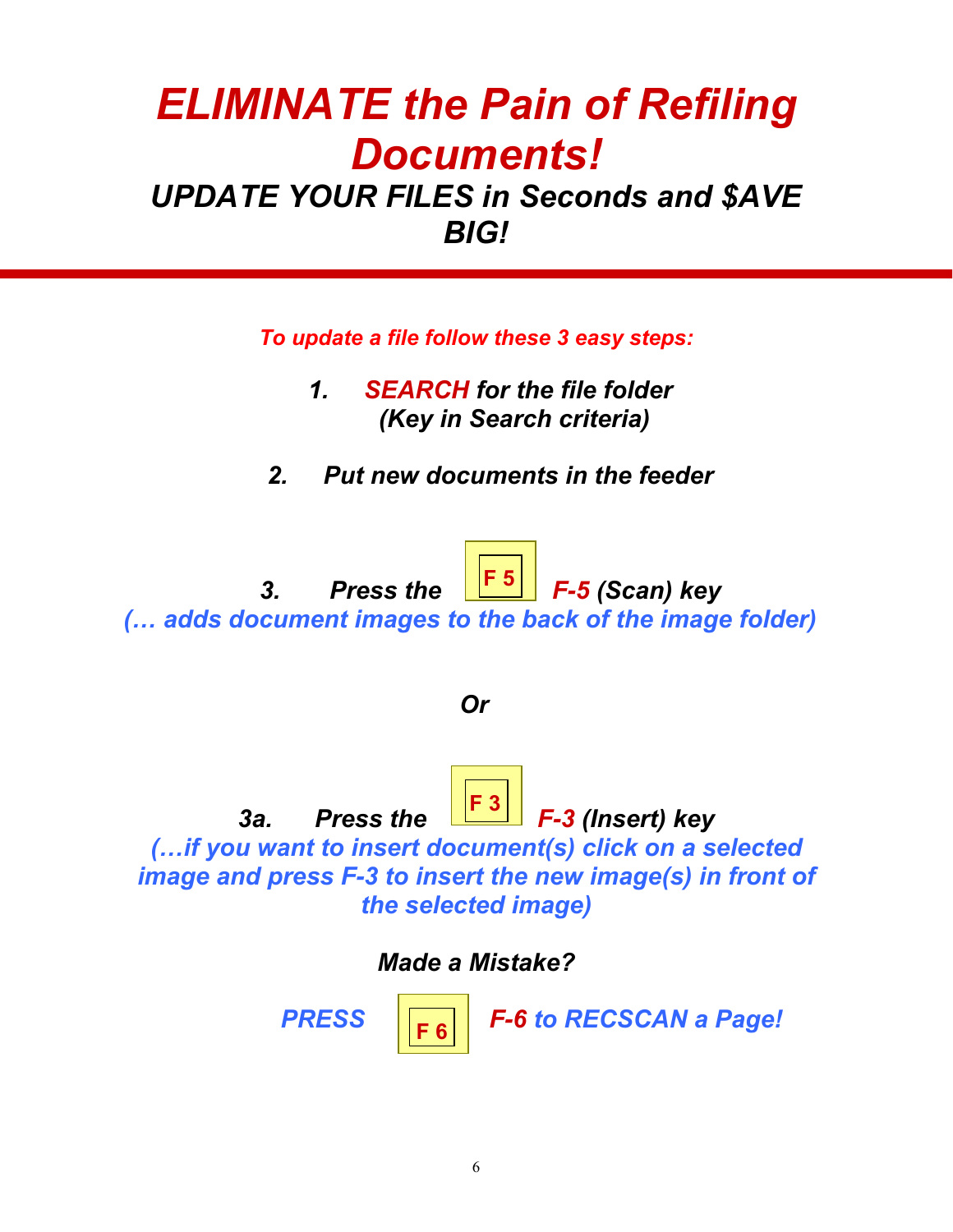# *ELIMINATE the Pain of Refiling Documents!*

## *UPDATE YOUR FILES in Seconds and $AVE BIG!*

***To update a file follow these 3 easy steps:***

1. ***SEARCH for the file folder***
   ***(Key in Search criteria)***

2. ***Put new documents in the feeder***

3. ***Press the F 5 F-5 (Scan) key***

***(… adds document images to the back of the image folder)***

***Or***

***3a. Press the F 3 F-3 (Insert) key***

***(…if you want to insert document(s) click on a selected image and press F-3 to insert the new image(s) in front of the selected image)***

***Made a Mistake?***

***PRESS F 6 F-6 to RECSCAN a Page!***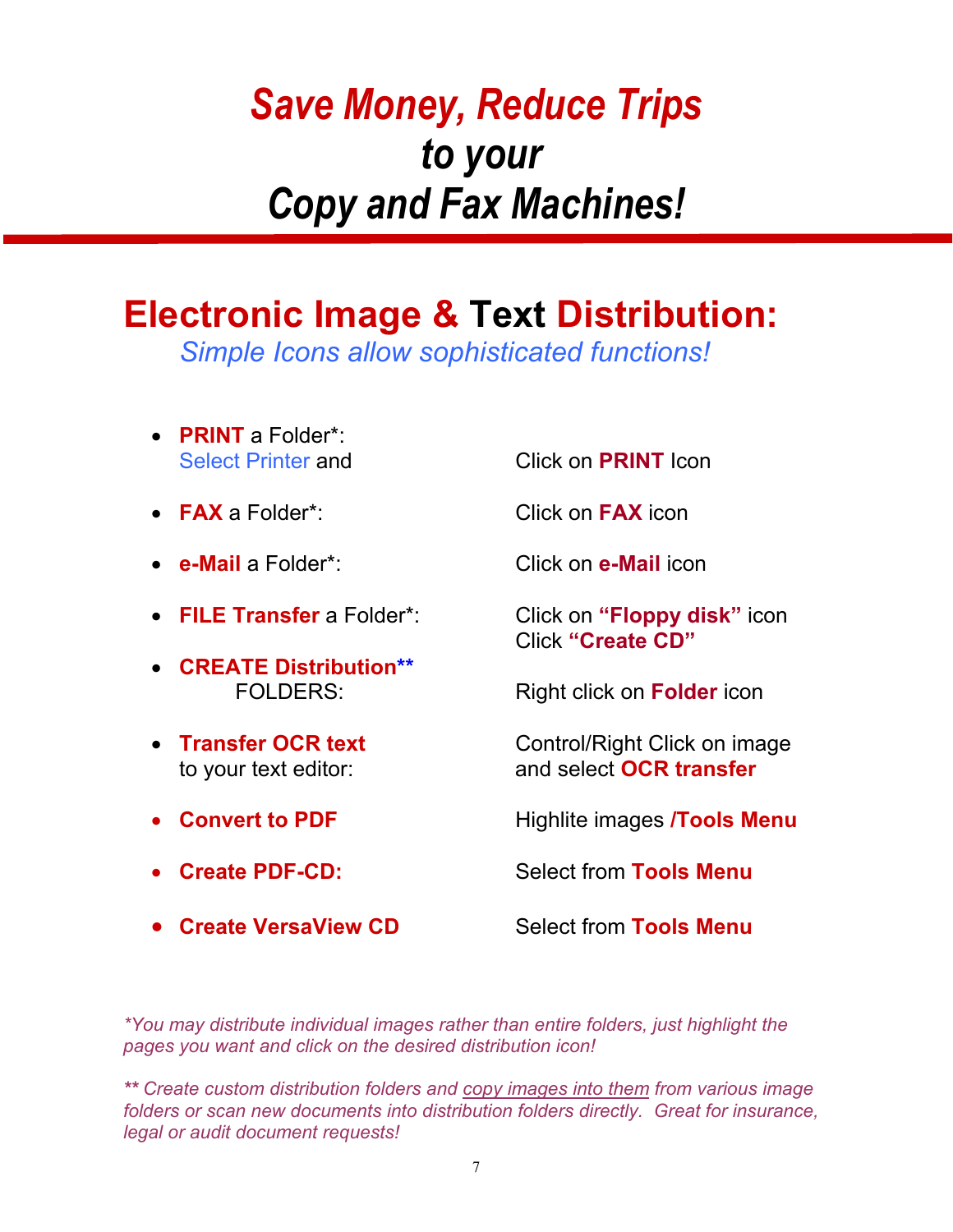# *Save Money, Reduce Trips to your Copy and Fax Machines!*

## Electronic Image & Text Distribution:

*Simple Icons allow sophisticated functions!*

| | |
|---|---|
| • **PRINT** a Folder*: Select Printer and | Click on **PRINT** Icon |
| • **FAX** a Folder*: | Click on **FAX** icon |
| • **e-Mail** a Folder*: | Click on **e-Mail** icon |
| • **FILE Transfer** a Folder*: | Click on **"Floppy disk"** icon<br>Click **"Create CD"** |
| • **CREATE Distribution**** FOLDERS: | Right click on **Folder** icon |
| • **Transfer OCR text** to your text editor: | Control/Right Click on image and select **OCR transfer** |
| • **Convert to PDF** | Highlite images **/Tools Menu** |
| • **Create PDF-CD:** | Select from **Tools Menu** |
| • **Create VersaView CD** | Select from **Tools Menu** |

*\*You may distribute individual images rather than entire folders, just highlight the pages you want and click on the desired distribution icon!*

*\*\* Create custom distribution folders and <u>copy images into them</u> from various image folders or scan new documents into distribution folders directly. Great for insurance, legal or audit document requests!*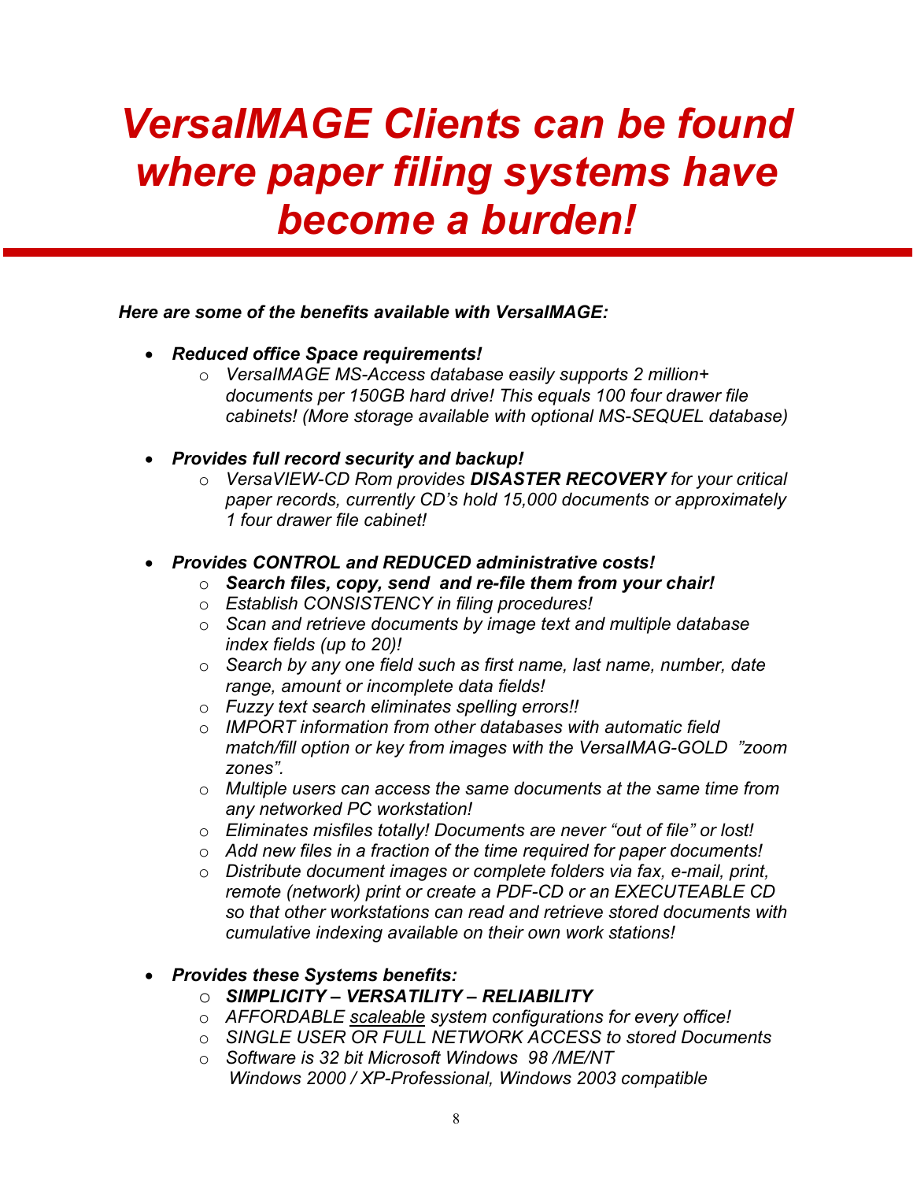# *VersaIMAGE Clients can be found where paper filing systems have become a burden!*

***Here are some of the benefits available with VersaIMAGE:***

- ***Reduced office Space requirements!***
  - *VersaIMAGE MS-Access database easily supports 2 million+ documents per 150GB hard drive! This equals 100 four drawer file cabinets! (More storage available with optional MS-SEQUEL database)*

- ***Provides full record security and backup!***
  - *VersaVIEW-CD Rom provides **DISASTER RECOVERY** for your critical paper records, currently CD's hold 15,000 documents or approximately 1 four drawer file cabinet!*

- ***Provides CONTROL and REDUCED administrative costs!***
  - ***Search files, copy, send and re-file them from your chair!***
  - *Establish CONSISTENCY in filing procedures!*
  - *Scan and retrieve documents by image text and multiple database index fields (up to 20)!*
  - *Search by any one field such as first name, last name, number, date range, amount or incomplete data fields!*
  - *Fuzzy text search eliminates spelling errors!!*
  - *IMPORT information from other databases with automatic field match/fill option or key from images with the VersaIMAG-GOLD "zoom zones".*
  - *Multiple users can access the same documents at the same time from any networked PC workstation!*
  - *Eliminates misfiles totally! Documents are never "out of file" or lost!*
  - *Add new files in a fraction of the time required for paper documents!*
  - *Distribute document images or complete folders via fax, e-mail, print, remote (network) print or create a PDF-CD or an EXECUTEABLE CD so that other workstations can read and retrieve stored documents with cumulative indexing available on their own work stations!*

- ***Provides these Systems benefits:***
  - ***SIMPLICITY – VERSATILITY – RELIABILITY***
  - *AFFORDABLE scaleable system configurations for every office!*
  - *SINGLE USER OR FULL NETWORK ACCESS to stored Documents*
  - *Software is 32 bit Microsoft Windows 98 /ME/NT Windows 2000 / XP-Professional, Windows 2003 compatible*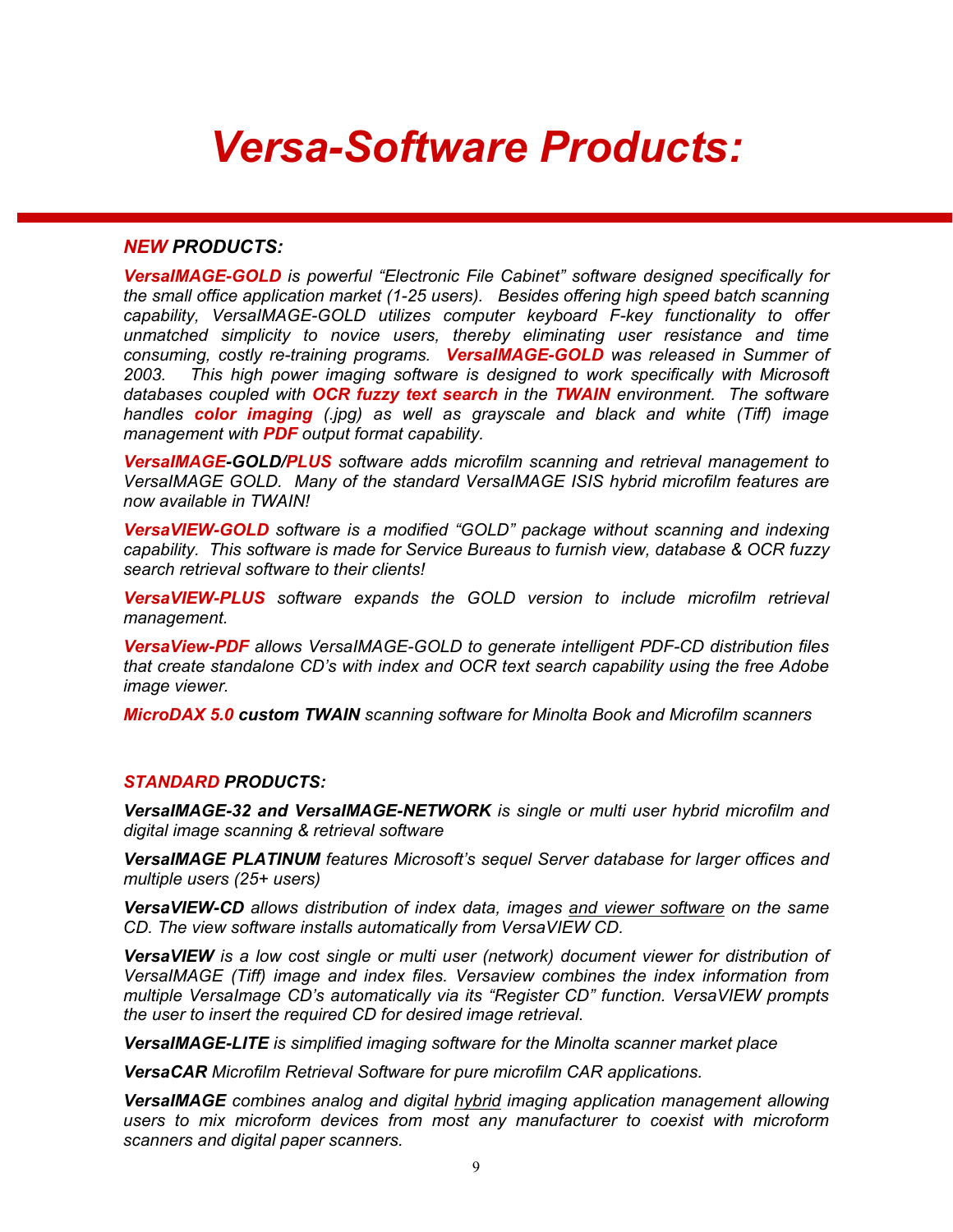# *Versa-Software Products:*

## *NEW PRODUCTS:*

***VersaIMAGE-GOLD*** *is powerful "Electronic File Cabinet" software designed specifically for the small office application market (1-25 users). Besides offering high speed batch scanning capability, VersaIMAGE-GOLD utilizes computer keyboard F-key functionality to offer unmatched simplicity to novice users, thereby eliminating user resistance and time consuming, costly re-training programs.* ***VersaIMAGE-GOLD*** *was released in Summer of 2003. This high power imaging software is designed to work specifically with Microsoft databases coupled with* ***OCR fuzzy text search*** *in the* ***TWAIN*** *environment. The software handles* ***color imaging*** *(.jpg) as well as grayscale and black and white (Tiff) image management with* ***PDF*** *output format capability.*

***VersaIMAGE-GOLD/PLUS*** *software adds microfilm scanning and retrieval management to VersaIMAGE GOLD. Many of the standard VersaIMAGE ISIS hybrid microfilm features are now available in TWAIN!*

***VersaVIEW-GOLD*** *software is a modified "GOLD" package without scanning and indexing capability. This software is made for Service Bureaus to furnish view, database & OCR fuzzy search retrieval software to their clients!*

***VersaVIEW-PLUS*** *software expands the GOLD version to include microfilm retrieval management.*

***VersaView-PDF*** *allows VersaIMAGE-GOLD to generate intelligent PDF-CD distribution files that create standalone CD's with index and OCR text search capability using the free Adobe image viewer.*

***MicroDAX 5.0 custom TWAIN*** *scanning software for Minolta Book and Microfilm scanners*

## *STANDARD PRODUCTS:*

***VersaIMAGE-32 and VersaIMAGE-NETWORK*** *is single or multi user hybrid microfilm and digital image scanning & retrieval software*

***VersaIMAGE PLATINUM*** *features Microsoft's sequel Server database for larger offices and multiple users (25+ users)*

***VersaVIEW-CD*** *allows distribution of index data, images <u>and viewer software</u> on the same CD. The view software installs automatically from VersaVIEW CD.*

***VersaVIEW*** *is a low cost single or multi user (network) document viewer for distribution of VersaIMAGE (Tiff) image and index files. Versaview combines the index information from multiple VersaImage CD's automatically via its "Register CD" function. VersaVIEW prompts the user to insert the required CD for desired image retrieval.*

***VersaIMAGE-LITE*** *is simplified imaging software for the Minolta scanner market place*

***VersaCAR*** *Microfilm Retrieval Software for pure microfilm CAR applications.*

***VersaIMAGE*** *combines analog and digital <u>hybrid</u> imaging application management allowing users to mix microform devices from most any manufacturer to coexist with microform scanners and digital paper scanners.*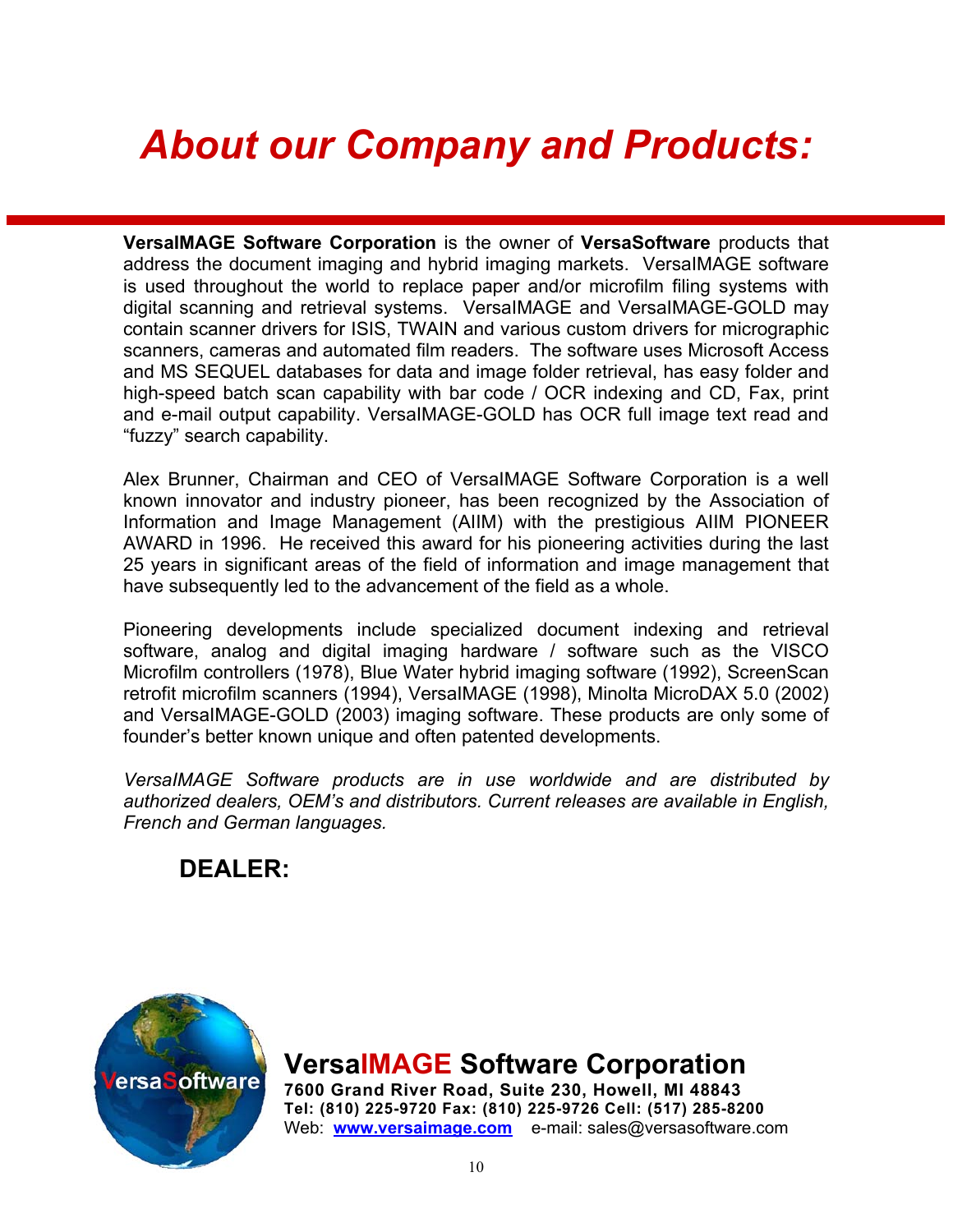# *About our Company and Products:*

**VersaIMAGE Software Corporation** is the owner of **VersaSoftware** products that address the document imaging and hybrid imaging markets. VersaIMAGE software is used throughout the world to replace paper and/or microfilm filing systems with digital scanning and retrieval systems. VersaIMAGE and VersaIMAGE-GOLD may contain scanner drivers for ISIS, TWAIN and various custom drivers for micrographic scanners, cameras and automated film readers. The software uses Microsoft Access and MS SEQUEL databases for data and image folder retrieval, has easy folder and high-speed batch scan capability with bar code / OCR indexing and CD, Fax, print and e-mail output capability. VersaIMAGE-GOLD has OCR full image text read and "fuzzy" search capability.

Alex Brunner, Chairman and CEO of VersaIMAGE Software Corporation is a well known innovator and industry pioneer, has been recognized by the Association of Information and Image Management (AIIM) with the prestigious AIIM PIONEER AWARD in 1996. He received this award for his pioneering activities during the last 25 years in significant areas of the field of information and image management that have subsequently led to the advancement of the field as a whole.

Pioneering developments include specialized document indexing and retrieval software, analog and digital imaging hardware / software such as the VISCO Microfilm controllers (1978), Blue Water hybrid imaging software (1992), ScreenScan retrofit microfilm scanners (1994), VersaIMAGE (1998), Minolta MicroDAX 5.0 (2002) and VersaIMAGE-GOLD (2003) imaging software. These products are only some of founder's better known unique and often patented developments.

*VersaIMAGE Software products are in use worldwide and are distributed by authorized dealers, OEM's and distributors. Current releases are available in English, French and German languages.*

**DEALER:**

VersaSoftware

## VersaIMAGE Software Corporation

**7600 Grand River Road, Suite 230, Howell, MI 48843**
**Tel: (810) 225-9720 Fax: (810) 225-9726 Cell: (517) 285-8200**
Web: **www.versaimage.com** e-mail: sales@versasoftware.com